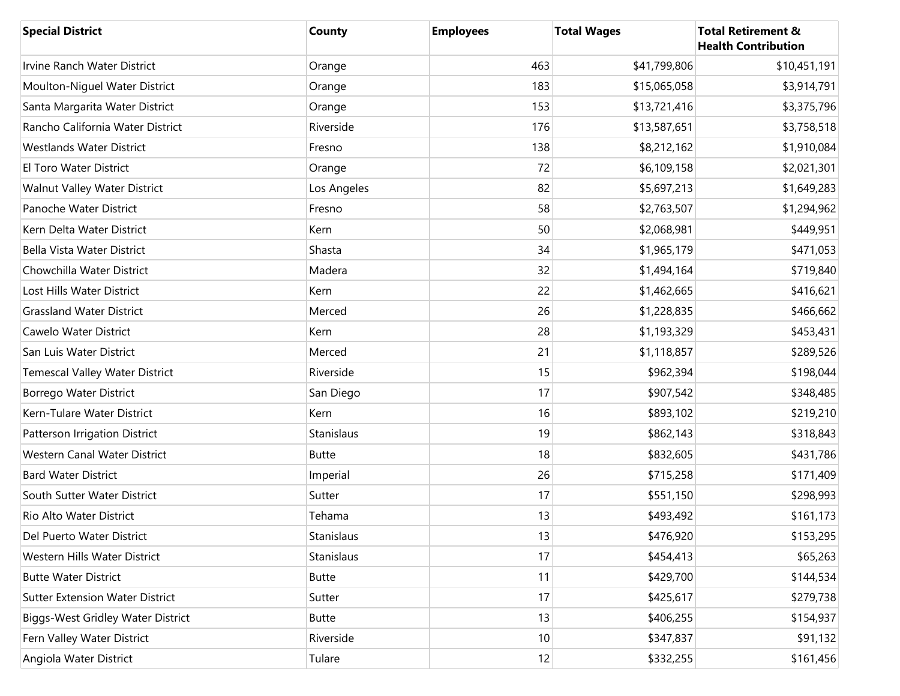| Special District | County | Employees | Total Wages | Total Retirement & Health Contribution |
| --- | --- | --- | --- | --- |
| Irvine Ranch Water District | Orange | 463 | $41,799,806 | $10,451,191 |
| Moulton-Niguel Water District | Orange | 183 | $15,065,058 | $3,914,791 |
| Santa Margarita Water District | Orange | 153 | $13,721,416 | $3,375,796 |
| Rancho California Water District | Riverside | 176 | $13,587,651 | $3,758,518 |
| Westlands Water District | Fresno | 138 | $8,212,162 | $1,910,084 |
| El Toro Water District | Orange | 72 | $6,109,158 | $2,021,301 |
| Walnut Valley Water District | Los Angeles | 82 | $5,697,213 | $1,649,283 |
| Panoche Water District | Fresno | 58 | $2,763,507 | $1,294,962 |
| Kern Delta Water District | Kern | 50 | $2,068,981 | $449,951 |
| Bella Vista Water District | Shasta | 34 | $1,965,179 | $471,053 |
| Chowchilla Water District | Madera | 32 | $1,494,164 | $719,840 |
| Lost Hills Water District | Kern | 22 | $1,462,665 | $416,621 |
| Grassland Water District | Merced | 26 | $1,228,835 | $466,662 |
| Cawelo Water District | Kern | 28 | $1,193,329 | $453,431 |
| San Luis Water District | Merced | 21 | $1,118,857 | $289,526 |
| Temescal Valley Water District | Riverside | 15 | $962,394 | $198,044 |
| Borrego Water District | San Diego | 17 | $907,542 | $348,485 |
| Kern-Tulare Water District | Kern | 16 | $893,102 | $219,210 |
| Patterson Irrigation District | Stanislaus | 19 | $862,143 | $318,843 |
| Western Canal Water District | Butte | 18 | $832,605 | $431,786 |
| Bard Water District | Imperial | 26 | $715,258 | $171,409 |
| South Sutter Water District | Sutter | 17 | $551,150 | $298,993 |
| Rio Alto Water District | Tehama | 13 | $493,492 | $161,173 |
| Del Puerto Water District | Stanislaus | 13 | $476,920 | $153,295 |
| Western Hills Water District | Stanislaus | 17 | $454,413 | $65,263 |
| Butte Water District | Butte | 11 | $429,700 | $144,534 |
| Sutter Extension Water District | Sutter | 17 | $425,617 | $279,738 |
| Biggs-West Gridley Water District | Butte | 13 | $406,255 | $154,937 |
| Fern Valley Water District | Riverside | 10 | $347,837 | $91,132 |
| Angiola Water District | Tulare | 12 | $332,255 | $161,456 |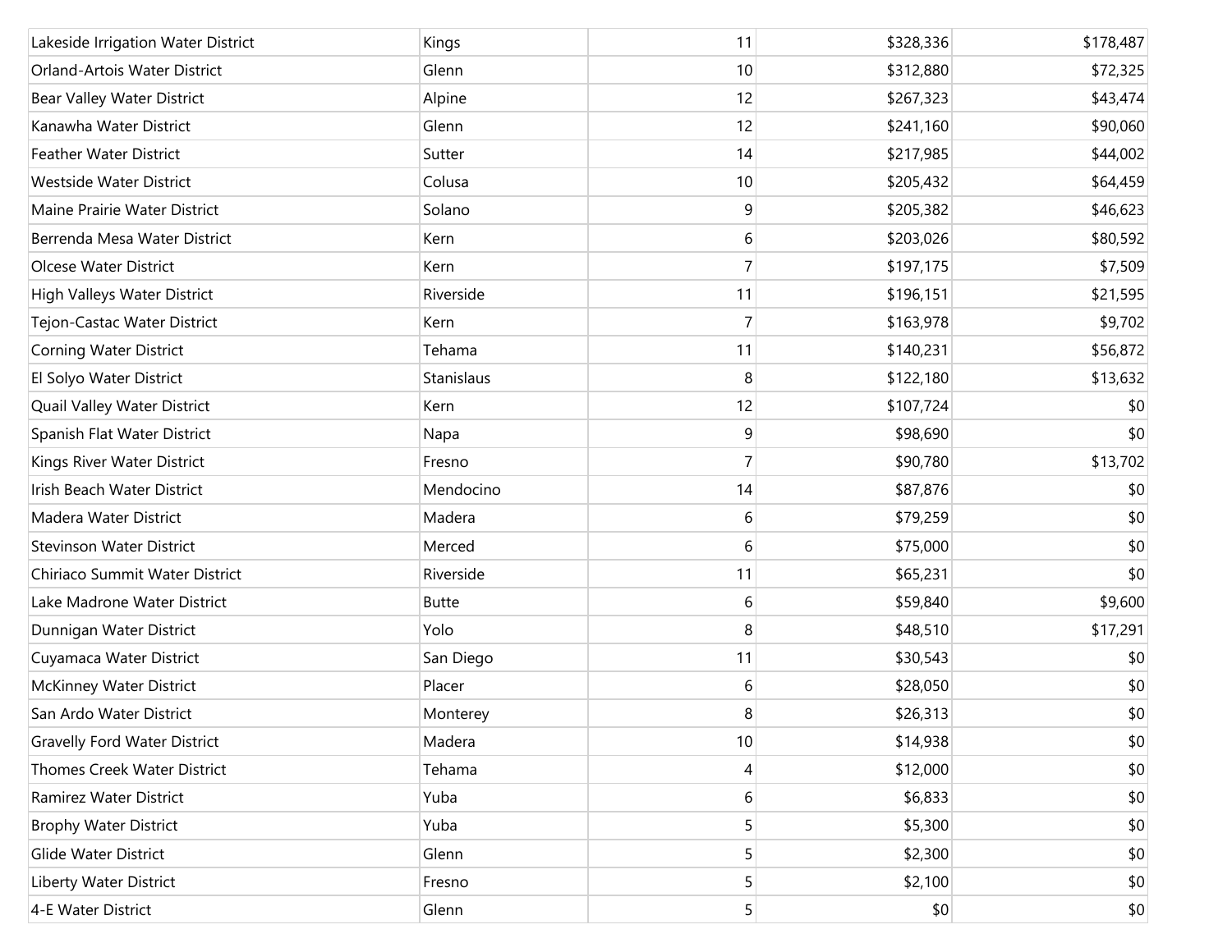| | | | | |
|---|---|---|---|---|
| Lakeside Irrigation Water District | Kings | 11 | $328,336 | $178,487 |
| Orland-Artois Water District | Glenn | 10 | $312,880 | $72,325 |
| Bear Valley Water District | Alpine | 12 | $267,323 | $43,474 |
| Kanawha Water District | Glenn | 12 | $241,160 | $90,060 |
| Feather Water District | Sutter | 14 | $217,985 | $44,002 |
| Westside Water District | Colusa | 10 | $205,432 | $64,459 |
| Maine Prairie Water District | Solano | 9 | $205,382 | $46,623 |
| Berrenda Mesa Water District | Kern | 6 | $203,026 | $80,592 |
| Olcese Water District | Kern | 7 | $197,175 | $7,509 |
| High Valleys Water District | Riverside | 11 | $196,151 | $21,595 |
| Tejon-Castac Water District | Kern | 7 | $163,978 | $9,702 |
| Corning Water District | Tehama | 11 | $140,231 | $56,872 |
| El Solyo Water District | Stanislaus | 8 | $122,180 | $13,632 |
| Quail Valley Water District | Kern | 12 | $107,724 | $0 |
| Spanish Flat Water District | Napa | 9 | $98,690 | $0 |
| Kings River Water District | Fresno | 7 | $90,780 | $13,702 |
| Irish Beach Water District | Mendocino | 14 | $87,876 | $0 |
| Madera Water District | Madera | 6 | $79,259 | $0 |
| Stevinson Water District | Merced | 6 | $75,000 | $0 |
| Chiriaco Summit Water District | Riverside | 11 | $65,231 | $0 |
| Lake Madrone Water District | Butte | 6 | $59,840 | $9,600 |
| Dunnigan Water District | Yolo | 8 | $48,510 | $17,291 |
| Cuyamaca Water District | San Diego | 11 | $30,543 | $0 |
| McKinney Water District | Placer | 6 | $28,050 | $0 |
| San Ardo Water District | Monterey | 8 | $26,313 | $0 |
| Gravelly Ford Water District | Madera | 10 | $14,938 | $0 |
| Thomes Creek Water District | Tehama | 4 | $12,000 | $0 |
| Ramirez Water District | Yuba | 6 | $6,833 | $0 |
| Brophy Water District | Yuba | 5 | $5,300 | $0 |
| Glide Water District | Glenn | 5 | $2,300 | $0 |
| Liberty Water District | Fresno | 5 | $2,100 | $0 |
| 4-E Water District | Glenn | 5 | $0 | $0 |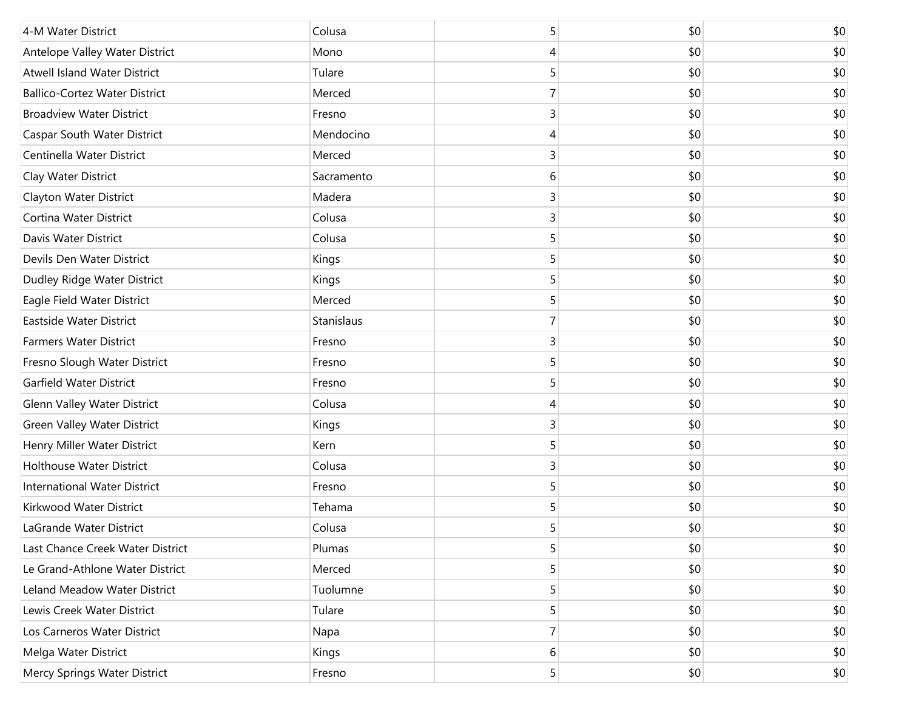| | | | | |
|---|---|---|---|---|
| 4-M Water District | Colusa | 5 | $0 | $0 |
| Antelope Valley Water District | Mono | 4 | $0 | $0 |
| Atwell Island Water District | Tulare | 5 | $0 | $0 |
| Ballico-Cortez Water District | Merced | 7 | $0 | $0 |
| Broadview Water District | Fresno | 3 | $0 | $0 |
| Caspar South Water District | Mendocino | 4 | $0 | $0 |
| Centinella Water District | Merced | 3 | $0 | $0 |
| Clay Water District | Sacramento | 6 | $0 | $0 |
| Clayton Water District | Madera | 3 | $0 | $0 |
| Cortina Water District | Colusa | 3 | $0 | $0 |
| Davis Water District | Colusa | 5 | $0 | $0 |
| Devils Den Water District | Kings | 5 | $0 | $0 |
| Dudley Ridge Water District | Kings | 5 | $0 | $0 |
| Eagle Field Water District | Merced | 5 | $0 | $0 |
| Eastside Water District | Stanislaus | 7 | $0 | $0 |
| Farmers Water District | Fresno | 3 | $0 | $0 |
| Fresno Slough Water District | Fresno | 5 | $0 | $0 |
| Garfield Water District | Fresno | 5 | $0 | $0 |
| Glenn Valley Water District | Colusa | 4 | $0 | $0 |
| Green Valley Water District | Kings | 3 | $0 | $0 |
| Henry Miller Water District | Kern | 5 | $0 | $0 |
| Holthouse Water District | Colusa | 3 | $0 | $0 |
| International Water District | Fresno | 5 | $0 | $0 |
| Kirkwood Water District | Tehama | 5 | $0 | $0 |
| LaGrande Water District | Colusa | 5 | $0 | $0 |
| Last Chance Creek Water District | Plumas | 5 | $0 | $0 |
| Le Grand-Athlone Water District | Merced | 5 | $0 | $0 |
| Leland Meadow Water District | Tuolumne | 5 | $0 | $0 |
| Lewis Creek Water District | Tulare | 5 | $0 | $0 |
| Los Carneros Water District | Napa | 7 | $0 | $0 |
| Melga Water District | Kings | 6 | $0 | $0 |
| Mercy Springs Water District | Fresno | 5 | $0 | $0 |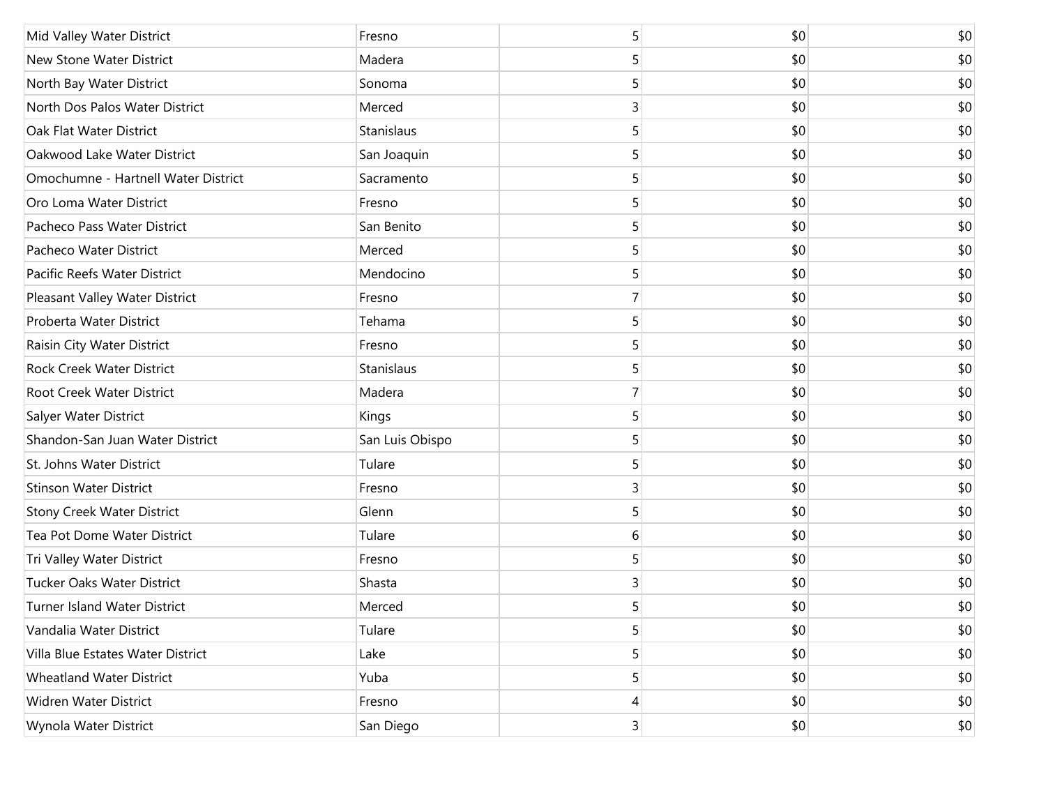| | | | | |
|---|---|---|---|---|
| Mid Valley Water District | Fresno | 5 | $0 | $0 |
| New Stone Water District | Madera | 5 | $0 | $0 |
| North Bay Water District | Sonoma | 5 | $0 | $0 |
| North Dos Palos Water District | Merced | 3 | $0 | $0 |
| Oak Flat Water District | Stanislaus | 5 | $0 | $0 |
| Oakwood Lake Water District | San Joaquin | 5 | $0 | $0 |
| Omochumne - Hartnell Water District | Sacramento | 5 | $0 | $0 |
| Oro Loma Water District | Fresno | 5 | $0 | $0 |
| Pacheco Pass Water District | San Benito | 5 | $0 | $0 |
| Pacheco Water District | Merced | 5 | $0 | $0 |
| Pacific Reefs Water District | Mendocino | 5 | $0 | $0 |
| Pleasant Valley Water District | Fresno | 7 | $0 | $0 |
| Proberta Water District | Tehama | 5 | $0 | $0 |
| Raisin City Water District | Fresno | 5 | $0 | $0 |
| Rock Creek Water District | Stanislaus | 5 | $0 | $0 |
| Root Creek Water District | Madera | 7 | $0 | $0 |
| Salyer Water District | Kings | 5 | $0 | $0 |
| Shandon-San Juan Water District | San Luis Obispo | 5 | $0 | $0 |
| St. Johns Water District | Tulare | 5 | $0 | $0 |
| Stinson Water District | Fresno | 3 | $0 | $0 |
| Stony Creek Water District | Glenn | 5 | $0 | $0 |
| Tea Pot Dome Water District | Tulare | 6 | $0 | $0 |
| Tri Valley Water District | Fresno | 5 | $0 | $0 |
| Tucker Oaks Water District | Shasta | 3 | $0 | $0 |
| Turner Island Water District | Merced | 5 | $0 | $0 |
| Vandalia Water District | Tulare | 5 | $0 | $0 |
| Villa Blue Estates Water District | Lake | 5 | $0 | $0 |
| Wheatland Water District | Yuba | 5 | $0 | $0 |
| Widren Water District | Fresno | 4 | $0 | $0 |
| Wynola Water District | San Diego | 3 | $0 | $0 |